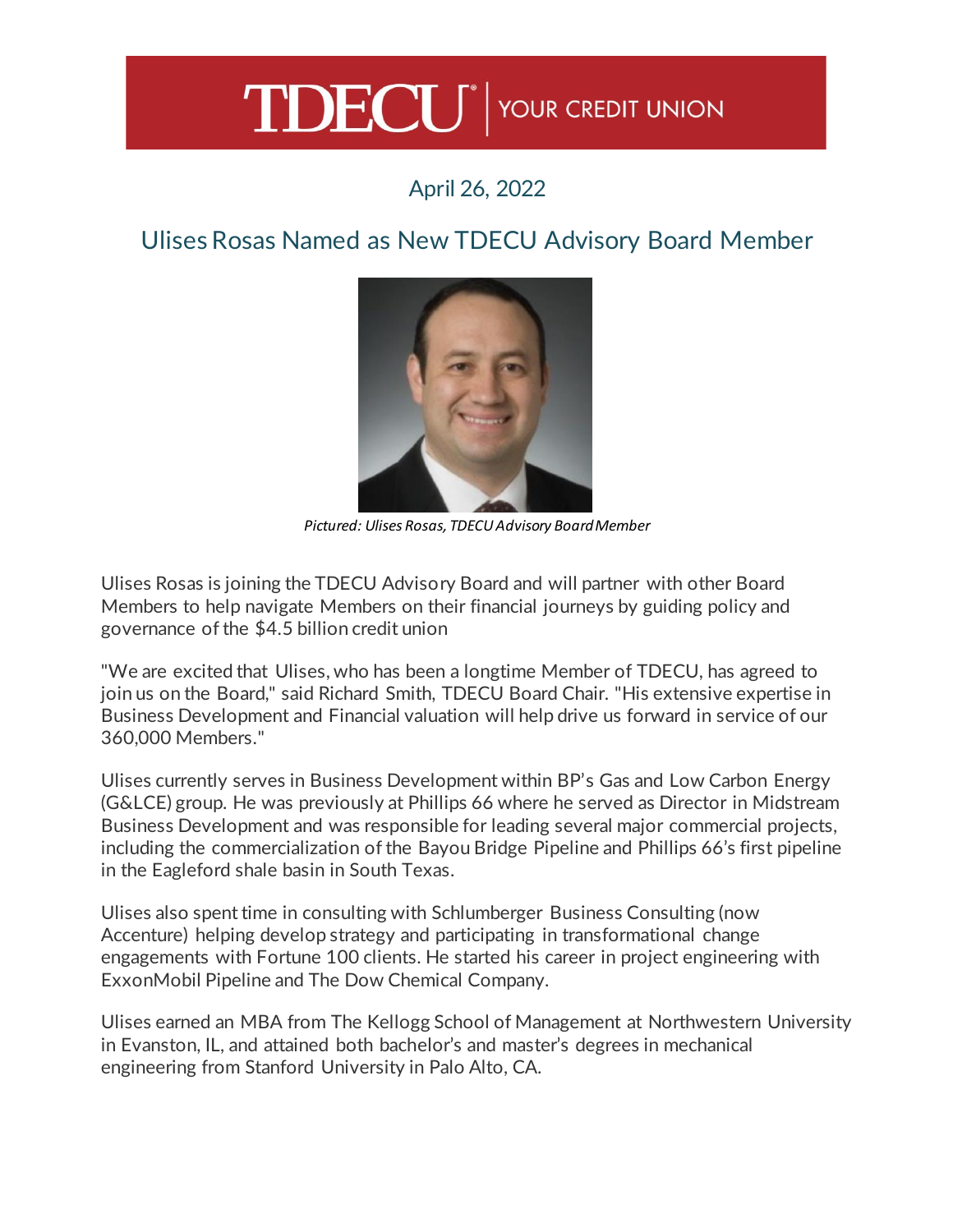TDECU | YOUR CREDIT UNION

April 26, 2022

## Ulises Rosas Named as New TDECU Advisory Board Member

*Pictured: Ulises Rosas, TDECU Advisory Board Member*

Ulises Rosas is joining the TDECU Advisory Board and will partner with other Board Members to help navigate Members on their financial journeys by guiding policy and governance of the $4.5 billion credit union

"We are excited that Ulises, who has been a longtime Member of TDECU, has agreed to join us on the Board," said Richard Smith, TDECU Board Chair. "His extensive expertise in Business Development and Financial valuation will help drive us forward in service of our 360,000 Members."

Ulises currently serves in Business Development within BP's Gas and Low Carbon Energy (G&LCE) group. He was previously at Phillips 66 where he served as Director in Midstream Business Development and was responsible for leading several major commercial projects, including the commercialization of the Bayou Bridge Pipeline and Phillips 66's first pipeline in the Eagleford shale basin in South Texas.

Ulises also spent time in consulting with Schlumberger Business Consulting (now Accenture) helping develop strategy and participating in transformational change engagements with Fortune 100 clients. He started his career in project engineering with ExxonMobil Pipeline and The Dow Chemical Company.

Ulises earned an MBA from The Kellogg School of Management at Northwestern University in Evanston, IL, and attained both bachelor's and master's degrees in mechanical engineering from Stanford University in Palo Alto, CA.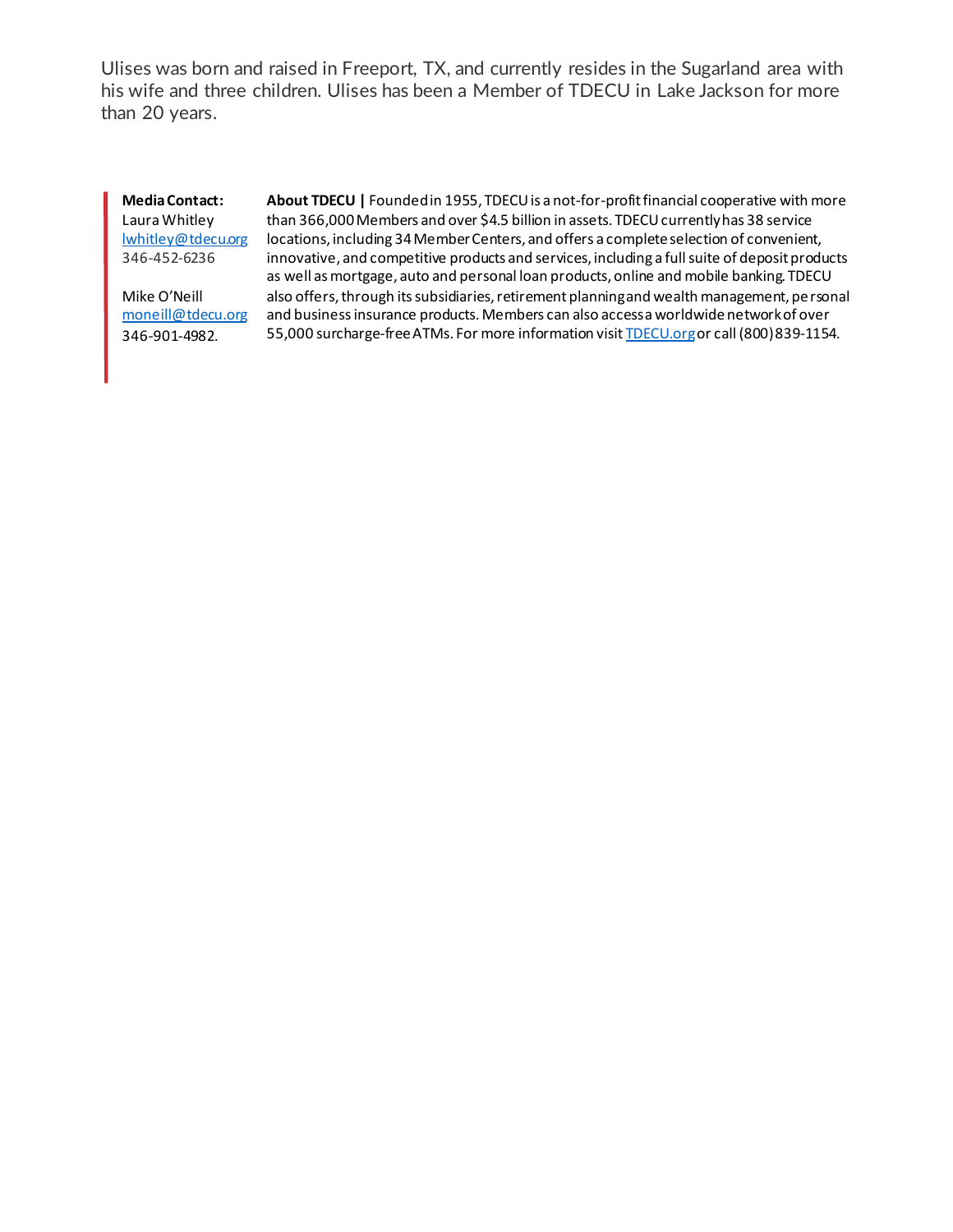Ulises was born and raised in Freeport, TX, and currently resides in the Sugarland area with his wife and three children. Ulises has been a Member of TDECU in Lake Jackson for more than 20 years.

**Media Contact:**
Laura Whitley
[lwhitley@tdecu.org](mailto:lwhitley@tdecu.org)
346-452-6236

Mike O'Neill
[moneill@tdecu.org](mailto:moneill@tdecu.org)
346-901-4982.

**About TDECU |** Founded in 1955, TDECU is a not-for-profit financial cooperative with more than 366,000 Members and over $4.5 billion in assets. TDECU currently has 38 service locations, including 34 Member Centers, and offers a complete selection of convenient, innovative, and competitive products and services, including a full suite of deposit products as well as mortgage, auto and personal loan products, online and mobile banking. TDECU also offers, through its subsidiaries, retirement planning and wealth management, personal and business insurance products. Members can also access a worldwide network of over 55,000 surcharge-free ATMs. For more information visit [TDECU.org](https://TDECU.org) or call (800) 839-1154.